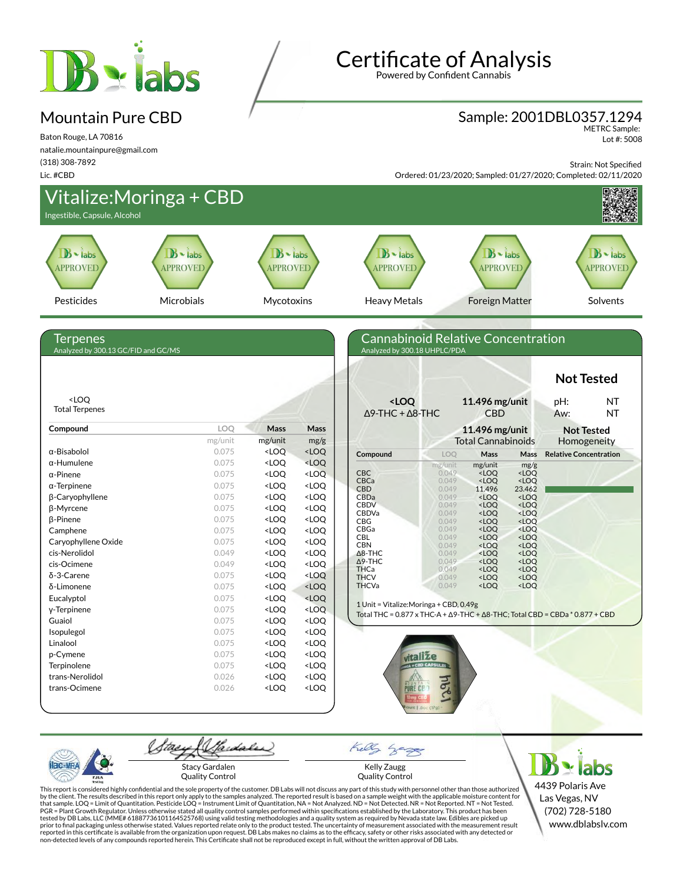# Certificate of Analysis

Powered by Confident Cannabis

## Mountain Pure CBD

Baton Rouge, LA 70816
natalie.mountainpure@gmail.com
(318) 308-7892
Lic. #CBD

**Sample: 2001DBL0357.1294**
METRC Sample:
Lot #: 5008

Strain: Not Specified
Ordered: 01/23/2020; Sampled: 01/27/2020; Completed: 02/11/2020

## Vitalize:Moringa + CBD

Ingestible, Capsule, Alcohol

| Pesticides | Microbials | Mycotoxins | Heavy Metals | Foreign Matter | Solvents |
|---|---|---|---|---|---|
| APPROVED | APPROVED | APPROVED | APPROVED | APPROVED | APPROVED |

### Terpenes

Analyzed by 300.13 GC/FID and GC/MS

<LOQ
Total Terpenes

| Compound | LOQ | Mass | Mass |
|---|---|---|---|
| | mg/unit | mg/unit | mg/g |
| α-Bisabolol | 0.075 | <LOQ | <LOQ |
| α-Humulene | 0.075 | <LOQ | <LOQ |
| α-Pinene | 0.075 | <LOQ | <LOQ |
| α-Terpinene | 0.075 | <LOQ | <LOQ |
| β-Caryophyllene | 0.075 | <LOQ | <LOQ |
| β-Myrcene | 0.075 | <LOQ | <LOQ |
| β-Pinene | 0.075 | <LOQ | <LOQ |
| Camphene | 0.075 | <LOQ | <LOQ |
| Caryophyllene Oxide | 0.075 | <LOQ | <LOQ |
| cis-Nerolidol | 0.049 | <LOQ | <LOQ |
| cis-Ocimene | 0.049 | <LOQ | <LOQ |
| δ-3-Carene | 0.075 | <LOQ | <LOQ |
| δ-Limonene | 0.075 | <LOQ | <LOQ |
| Eucalyptol | 0.075 | <LOQ | <LOQ |
| γ-Terpinene | 0.075 | <LOQ | <LOQ |
| Guaiol | 0.075 | <LOQ | <LOQ |
| Isopulegol | 0.075 | <LOQ | <LOQ |
| Linalool | 0.075 | <LOQ | <LOQ |
| p-Cymene | 0.075 | <LOQ | <LOQ |
| Terpinolene | 0.075 | <LOQ | <LOQ |
| trans-Nerolidol | 0.026 | <LOQ | <LOQ |
| trans-Ocimene | 0.026 | <LOQ | <LOQ |

### Cannabinoid Relative Concentration

Analyzed by 300.18 UHPLC/PDA

**Not Tested**
pH: NT
Aw: NT

**<LOQ**
Δ9-THC + Δ8-THC

**11.496 mg/unit**
CBD

**11.496 mg/unit**
Total Cannabinoids

**Not Tested**
Homogeneity

| Compound | LOQ | Mass | Mass | Relative Concentration |
|---|---|---|---|---|
| | mg/unit | mg/unit | mg/g | |
| CBC | 0.049 | <LOQ | <LOQ | |
| CBCa | 0.049 | <LOQ | <LOQ | |
| CBD | 0.049 | 11.496 | 23.462 | |
| CBDa | 0.049 | <LOQ | <LOQ | |
| CBDV | 0.049 | <LOQ | <LOQ | |
| CBDVa | 0.049 | <LOQ | <LOQ | |
| CBG | 0.049 | <LOQ | <LOQ | |
| CBGa | 0.049 | <LOQ | <LOQ | |
| CBL | 0.049 | <LOQ | <LOQ | |
| CBN | 0.049 | <LOQ | <LOQ | |
| Δ8-THC | 0.049 | <LOQ | <LOQ | |
| Δ9-THC | 0.049 | <LOQ | <LOQ | |
| THCa | 0.049 | <LOQ | <LOQ | |
| THCV | 0.049 | <LOQ | <LOQ | |
| THCVa | 0.049 | <LOQ | <LOQ | |

1 Unit = Vitalize:Moringa + CBD, 0.49g
Total THC = 0.877 x THC-A + Δ9-THC + Δ8-THC; Total CBD = CBDa * 0.877 + CBD

Stacy Gardalen
Quality Control

Kelly Zaugg
Quality Control

4439 Polaris Ave
Las Vegas, NV
(702) 728-5180
www.dblabslv.com

This report is considered highly confidential and the sole property of the customer. DB Labs will not discuss any part of this study with personnel other than those authorized by the client. The results described in this report only apply to the samples analyzed. The reported result is based on a sample weight with the applicable moisture content for that sample. LOQ = Limit of Quantitation. Pesticide LOQ = Instrument Limit of Quantitation, NA = Not Analyzed. ND = Not Detected. NR = Not Reported. NT = Not Tested. PGR = Plant Growth Regulator. Unless otherwise stated all quality control samples performed within specifications established by the Laboratory. This product has been tested by DB Labs, LLC (MME# 61887736101164525768) using valid testing methodologies and a quality system as required by Nevada state law. Edibles are picked up prior to final packaging unless otherwise stated. Values reported relate only to the product tested. The uncertainty of measurement associated with the measurement result reported in this certificate is available from the organization upon request. DB Labs makes no claims as to the efficacy, safety or other risks associated with any detected or non-detected levels of any compounds reported herein. This Certificate shall not be reproduced except in full, without the written approval of DB Labs.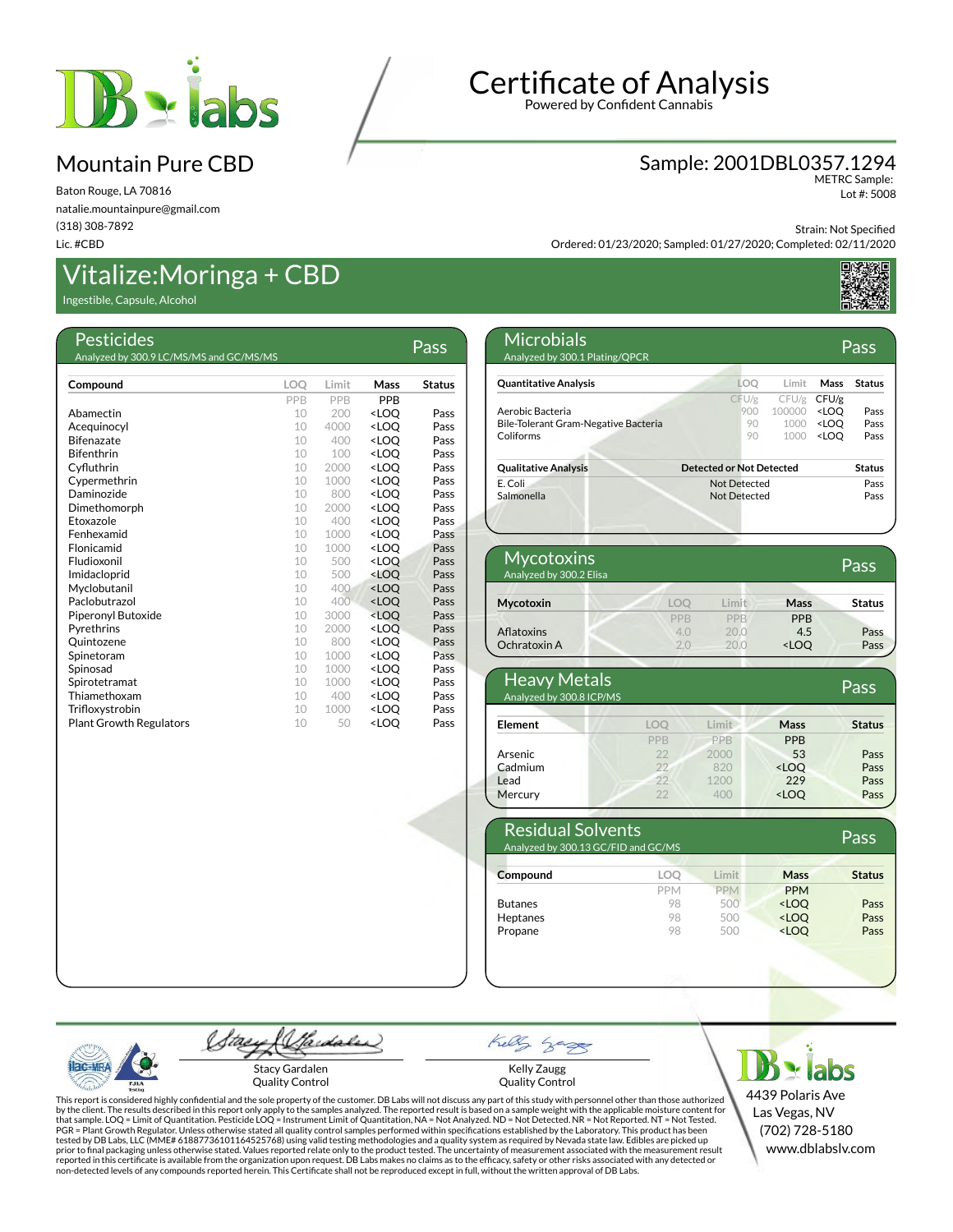# Certificate of Analysis

Powered by Confident Cannabis

## Mountain Pure CBD

Baton Rouge, LA 70816
natalie.mountainpure@gmail.com
(318) 308-7892
Lic. #CBD

**Sample: 2001DBL0357.1294**
METRC Sample:
Lot #: 5008

Strain: Not Specified
Ordered: 01/23/2020; Sampled: 01/27/2020; Completed: 02/11/2020

## Vitalize:Moringa + CBD

Ingestible, Capsule, Alcohol

### Pesticides — Pass

Analyzed by 300.9 LC/MS/MS and GC/MS/MS

| Compound | LOQ | Limit | Mass | Status |
|---|---|---|---|---|
| | PPB | PPB | PPB | |
| Abamectin | 10 | 200 | <LOQ | Pass |
| Acequinocyl | 10 | 4000 | <LOQ | Pass |
| Bifenazate | 10 | 400 | <LOQ | Pass |
| Bifenthrin | 10 | 100 | <LOQ | Pass |
| Cyfluthrin | 10 | 2000 | <LOQ | Pass |
| Cypermethrin | 10 | 1000 | <LOQ | Pass |
| Daminozide | 10 | 800 | <LOQ | Pass |
| Dimethomorph | 10 | 2000 | <LOQ | Pass |
| Etoxazole | 10 | 400 | <LOQ | Pass |
| Fenhexamid | 10 | 1000 | <LOQ | Pass |
| Flonicamid | 10 | 1000 | <LOQ | Pass |
| Fludioxonil | 10 | 500 | <LOQ | Pass |
| Imidacloprid | 10 | 500 | <LOQ | Pass |
| Myclobutanil | 10 | 400 | <LOQ | Pass |
| Paclobutrazol | 10 | 400 | <LOQ | Pass |
| Piperonyl Butoxide | 10 | 3000 | <LOQ | Pass |
| Pyrethrins | 10 | 2000 | <LOQ | Pass |
| Quintozene | 10 | 800 | <LOQ | Pass |
| Spinetoram | 10 | 1000 | <LOQ | Pass |
| Spinosad | 10 | 1000 | <LOQ | Pass |
| Spirotetramat | 10 | 1000 | <LOQ | Pass |
| Thiamethoxam | 10 | 400 | <LOQ | Pass |
| Trifloxystrobin | 10 | 1000 | <LOQ | Pass |
| Plant Growth Regulators | 10 | 50 | <LOQ | Pass |

### Microbials — Pass

Analyzed by 300.1 Plating/QPCR

| Quantitative Analysis | LOQ | Limit | Mass | Status |
|---|---|---|---|---|
| | CFU/g | CFU/g | CFU/g | |
| Aerobic Bacteria | 900 | 100000 | <LOQ | Pass |
| Bile-Tolerant Gram-Negative Bacteria | 90 | 1000 | <LOQ | Pass |
| Coliforms | 90 | 1000 | <LOQ | Pass |

| Qualitative Analysis | Detected or Not Detected | Status |
|---|---|---|
| E. Coli | Not Detected | Pass |
| Salmonella | Not Detected | Pass |

### Mycotoxins — Pass

Analyzed by 300.2 Elisa

| Mycotoxin | LOQ | Limit | Mass | Status |
|---|---|---|---|---|
| | PPB | PPB | PPB | |
| Aflatoxins | 4.0 | 20.0 | 4.5 | Pass |
| Ochratoxin A | 2.0 | 20.0 | <LOQ | Pass |

### Heavy Metals — Pass

Analyzed by 300.8 ICP/MS

| Element | LOQ | Limit | Mass | Status |
|---|---|---|---|---|
| | PPB | PPB | PPB | |
| Arsenic | 22 | 2000 | 53 | Pass |
| Cadmium | 22 | 820 | <LOQ | Pass |
| Lead | 22 | 1200 | 229 | Pass |
| Mercury | 22 | 400 | <LOQ | Pass |

### Residual Solvents — Pass

Analyzed by 300.13 GC/FID and GC/MS

| Compound | LOQ | Limit | Mass | Status |
|---|---|---|---|---|
| | PPM | PPM | PPM | |
| Butanes | 98 | 500 | <LOQ | Pass |
| Heptanes | 98 | 500 | <LOQ | Pass |
| Propane | 98 | 500 | <LOQ | Pass |

Stacy Gardalen
Quality Control

Kelly Zaugg
Quality Control

DB labs
4439 Polaris Ave
Las Vegas, NV
(702) 728-5180
www.dblabslv.com

This report is considered highly confidential and the sole property of the customer. DB Labs will not discuss any part of this study with personnel other than those authorized by the client. The results described in this report only apply to the samples analyzed. The reported result is based on a sample weight with the applicable moisture content for that sample. LOQ = Limit of Quantitation. Pesticide LOQ = Instrument Limit of Quantitation, NA = Not Analyzed. ND = Not Detected. NR = Not Reported. NT = Not Tested. PGR = Plant Growth Regulator. Unless otherwise stated all quality control samples performed within specifications established by the Laboratory. This product has been tested by DB Labs, LLC (MME# 61887736101164525768) using valid testing methodologies and a quality system as required by Nevada state law. Edibles are picked up prior to final packaging unless otherwise stated. Values reported relate only to the product tested. The uncertainty of measurement associated with the measurement result reported in this certificate is available from the organization upon request. DB Labs makes no claims as to the efficacy, safety or other risks associated with any detected or non-detected levels of any compounds reported herein. This Certificate shall not be reproduced except in full, without the written approval of DB Labs.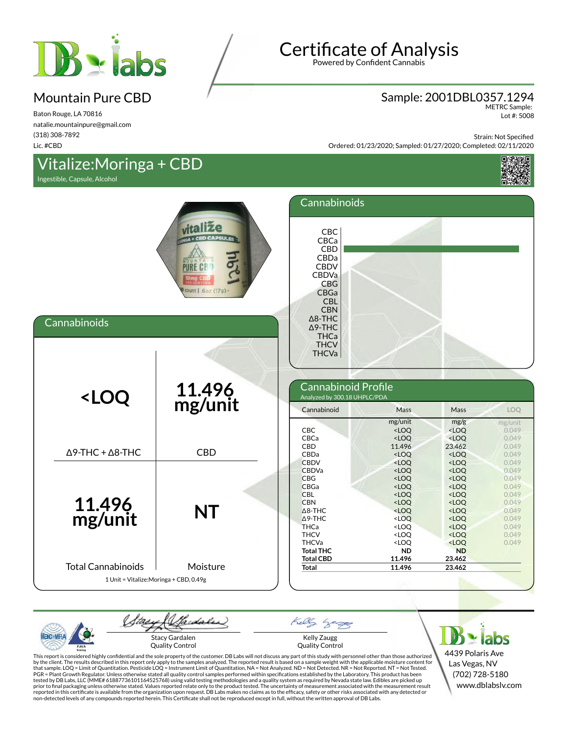# Certificate of Analysis

Powered by Confident Cannabis

## Mountain Pure CBD

Baton Rouge, LA 70816
natalie.mountainpure@gmail.com
(318) 308-7892
Lic. #CBD

**Sample: 2001DBL0357.1294**
METRC Sample:
Lot #: 5008

Strain: Not Specified
Ordered: 01/23/2020; Sampled: 01/27/2020; Completed: 02/11/2020

## Vitalize:Moringa + CBD

Ingestible, Capsule, Alcohol

## Cannabinoids

| | |
|---|---|
| **<LOQ** | **11.496 mg/unit** |
| Δ9-THC + Δ8-THC | CBD |
| **11.496 mg/unit** | **NT** |
| Total Cannabinoids | Moisture |

1 Unit = Vitalize:Moringa + CBD, 0.49g

## Cannabinoid Profile

Analyzed by 300.18 UHPLC/PDA

| Cannabinoid | Mass | Mass | LOQ |
|---|---|---|---|
| | mg/unit | mg/g | mg/unit |
| CBC | <LOQ | <LOQ | 0.049 |
| CBCa | <LOQ | <LOQ | 0.049 |
| CBD | 11.496 | 23.462 | 0.049 |
| CBDa | <LOQ | <LOQ | 0.049 |
| CBDV | <LOQ | <LOQ | 0.049 |
| CBDVa | <LOQ | <LOQ | 0.049 |
| CBG | <LOQ | <LOQ | 0.049 |
| CBGa | <LOQ | <LOQ | 0.049 |
| CBL | <LOQ | <LOQ | 0.049 |
| CBN | <LOQ | <LOQ | 0.049 |
| Δ8-THC | <LOQ | <LOQ | 0.049 |
| Δ9-THC | <LOQ | <LOQ | 0.049 |
| THCa | <LOQ | <LOQ | 0.049 |
| THCV | <LOQ | <LOQ | 0.049 |
| THCVa | <LOQ | <LOQ | 0.049 |
| **Total THC** | **ND** | **ND** | |
| **Total CBD** | **11.496** | **23.462** | |
| **Total** | **11.496** | **23.462** | |

Stacy Gardalen
Quality Control

Kelly Zaugg
Quality Control

This report is considered highly confidential and the sole property of the customer. DB Labs will not discuss any part of this study with personnel other than those authorized by the client. The results described in this report only apply to the samples analyzed. The reported result is based on a sample weight with the applicable moisture content for that sample. LOQ = Limit of Quantitation. Pesticide LOQ = Instrument Limit of Quantitation, NA = Not Analyzed. ND = Not Detected. NR = Not Reported. NT = Not Tested. PGR = Plant Growth Regulator. Unless otherwise stated all quality control samples performed within specifications established by the Laboratory. This product has been tested by DB Labs, LLC (MME# 61887736101164525768) using valid testing methodologies and a quality system as required by Nevada state law. Edibles are picked up prior to final packaging unless otherwise stated. Values reported relate only to the product tested. The uncertainty of measurement associated with the measurement result reported in this certificate is available from the organization upon request. DB Labs makes no claims as to the efficacy, safety or other risks associated with any detected or non-detected levels of any compounds reported herein. This Certificate shall not be reproduced except in full, without the written approval of DB Labs.

4439 Polaris Ave
Las Vegas, NV
(702) 728-5180
www.dblabslv.com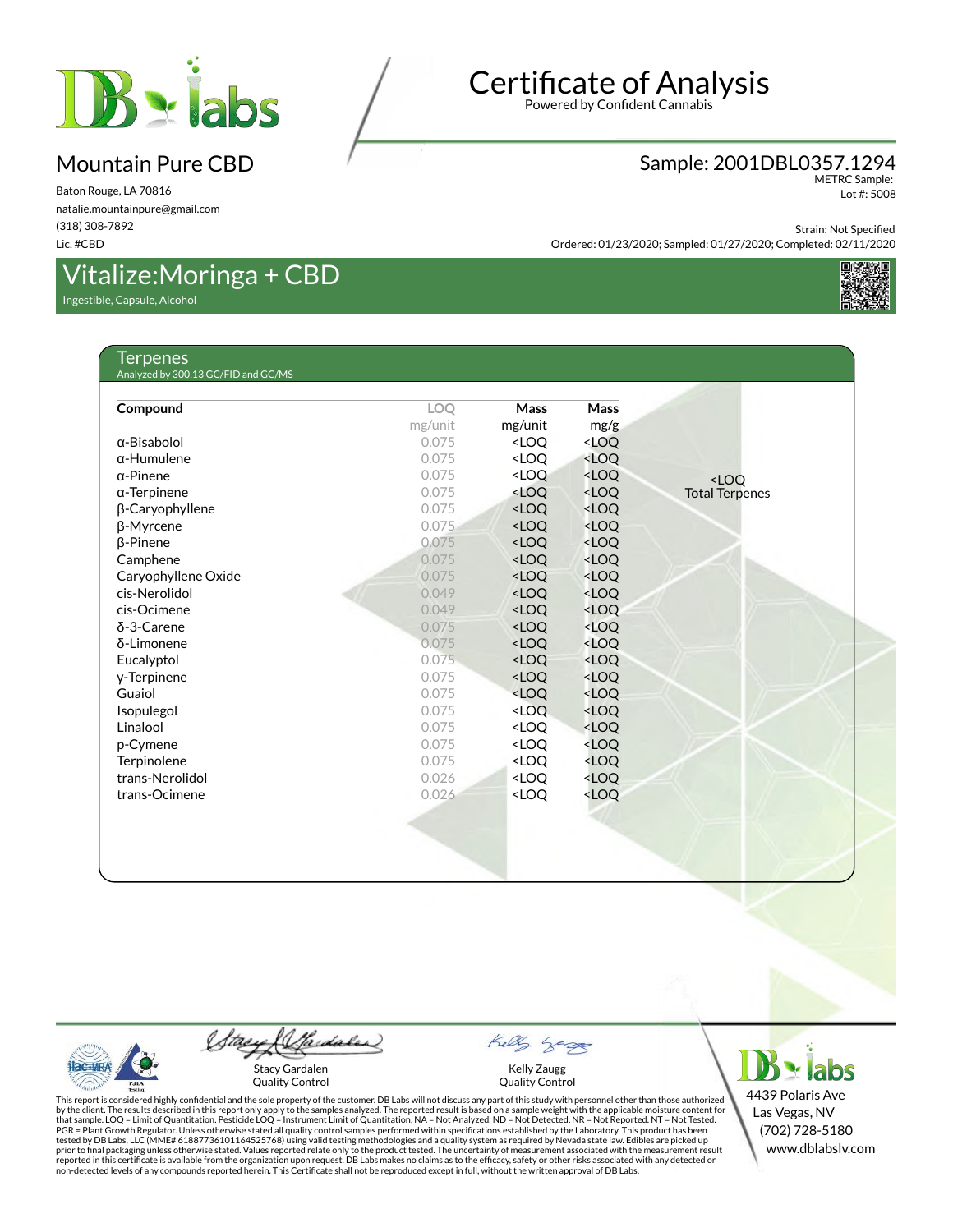# Certificate of Analysis

Powered by Confident Cannabis

## Mountain Pure CBD

Baton Rouge, LA 70816
natalie.mountainpure@gmail.com
(318) 308-7892
Lic. #CBD

**Sample: 2001DBL0357.1294**
METRC Sample:
Lot #: 5008

Strain: Not Specified
Ordered: 01/23/2020; Sampled: 01/27/2020; Completed: 02/11/2020

## Vitalize:Moringa + CBD

Ingestible, Capsule, Alcohol

### Terpenes

Analyzed by 300.13 GC/FID and GC/MS

| Compound | LOQ | Mass | Mass |
|---|---|---|---|
| | mg/unit | mg/unit | mg/g |
| α-Bisabolol | 0.075 | <LOQ | <LOQ |
| α-Humulene | 0.075 | <LOQ | <LOQ |
| α-Pinene | 0.075 | <LOQ | <LOQ |
| α-Terpinene | 0.075 | <LOQ | <LOQ |
| β-Caryophyllene | 0.075 | <LOQ | <LOQ |
| β-Myrcene | 0.075 | <LOQ | <LOQ |
| β-Pinene | 0.075 | <LOQ | <LOQ |
| Camphene | 0.075 | <LOQ | <LOQ |
| Caryophyllene Oxide | 0.075 | <LOQ | <LOQ |
| cis-Nerolidol | 0.049 | <LOQ | <LOQ |
| cis-Ocimene | 0.049 | <LOQ | <LOQ |
| δ-3-Carene | 0.075 | <LOQ | <LOQ |
| δ-Limonene | 0.075 | <LOQ | <LOQ |
| Eucalyptol | 0.075 | <LOQ | <LOQ |
| γ-Terpinene | 0.075 | <LOQ | <LOQ |
| Guaiol | 0.075 | <LOQ | <LOQ |
| Isopulegol | 0.075 | <LOQ | <LOQ |
| Linalool | 0.075 | <LOQ | <LOQ |
| p-Cymene | 0.075 | <LOQ | <LOQ |
| Terpinolene | 0.075 | <LOQ | <LOQ |
| trans-Nerolidol | 0.026 | <LOQ | <LOQ |
| trans-Ocimene | 0.026 | <LOQ | <LOQ |

<LOQ
Total Terpenes

Stacy Gardalen
Quality Control

Kelly Zaugg
Quality Control

This report is considered highly confidential and the sole property of the customer. DB Labs will not discuss any part of this study with personnel other than those authorized by the client. The results described in this report only apply to the samples analyzed. The reported result is based on a sample weight with the applicable moisture content for that sample. LOQ = Limit of Quantitation. Pesticide LOQ = Instrument Limit of Quantitation, NA = Not Analyzed. ND = Not Detected. NR = Not Reported. NT = Not Tested. PGR = Plant Growth Regulator. Unless otherwise stated all quality control samples performed within specifications established by the Laboratory. This product has been tested by DB Labs, LLC (MME# 61887736101164525768) using valid testing methodologies and a quality system as required by Nevada state law. Edibles are picked up prior to final packaging unless otherwise stated. Values reported relate only to the product tested. The uncertainty of measurement associated with the measurement result reported in this certificate is available from the organization upon request. DB Labs makes no claims as to the efficacy, safety or other risks associated with any detected or non-detected levels of any compounds reported herein. This Certificate shall not be reproduced except in full, without the written approval of DB Labs.

4439 Polaris Ave
Las Vegas, NV
(702) 728-5180
www.dblabslv.com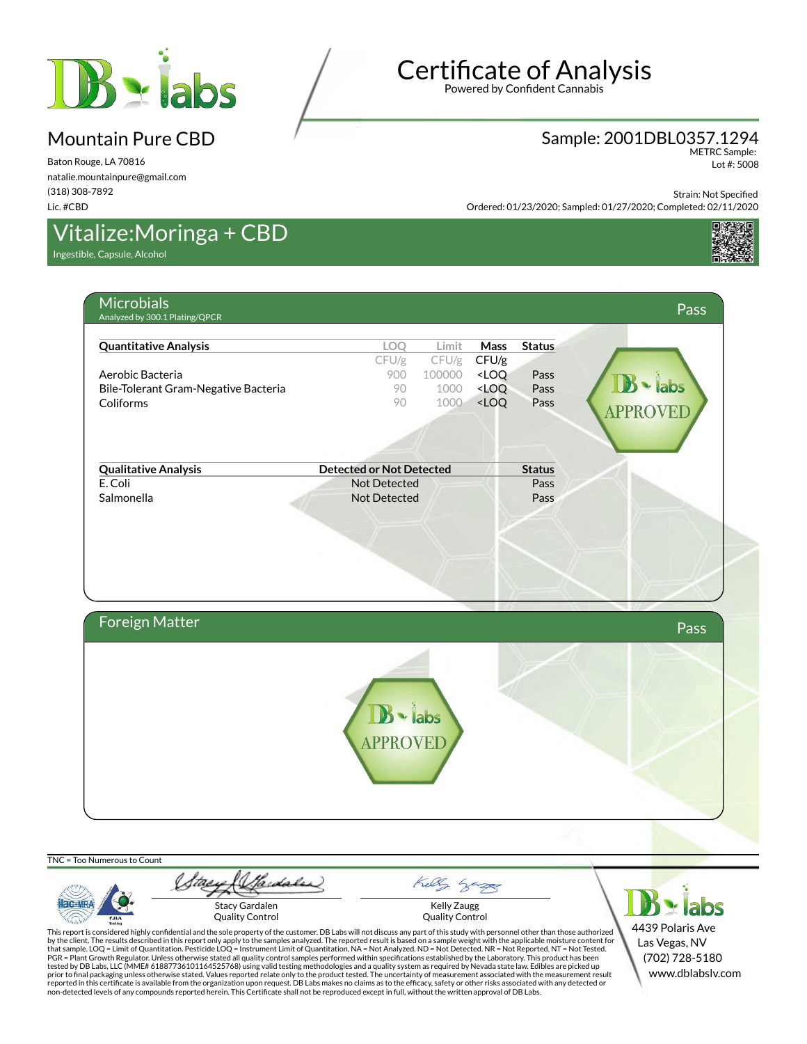# Certificate of Analysis

Powered by Confident Cannabis

## Mountain Pure CBD

Baton Rouge, LA 70816
natalie.mountainpure@gmail.com
(318) 308-7892
Lic. #CBD

## Sample: 2001DBL0357.1294

METRC Sample:
Lot #: 5008

Strain: Not Specified
Ordered: 01/23/2020; Sampled: 01/27/2020; Completed: 02/11/2020

## Vitalize:Moringa + CBD

Ingestible, Capsule, Alcohol

## Microbials — Pass

Analyzed by 300.1 Plating/QPCR

| Quantitative Analysis | LOQ | Limit | Mass | Status |
|---|---|---|---|---|
| | CFU/g | CFU/g | CFU/g | |
| Aerobic Bacteria | 900 | 100000 | <LOQ | Pass |
| Bile-Tolerant Gram-Negative Bacteria | 90 | 1000 | <LOQ | Pass |
| Coliforms | 90 | 1000 | <LOQ | Pass |

| Qualitative Analysis | Detected or Not Detected | Status |
|---|---|---|
| E. Coli | Not Detected | Pass |
| Salmonella | Not Detected | Pass |

DB labs APPROVED

## Foreign Matter — Pass

DB labs APPROVED

TNC = Too Numerous to Count

Stacy Gardalen
Quality Control

Kelly Zaugg
Quality Control

This report is considered highly confidential and the sole property of the customer. DB Labs will not discuss any part of this study with personnel other than those authorized by the client. The results described in this report only apply to the samples analyzed. The reported result is based on a sample weight with the applicable moisture content for that sample. LOQ = Limit of Quantitation. Pesticide LOQ = Instrument Limit of Quantitation, NA = Not Analyzed. ND = Not Detected. NR = Not Reported. NT = Not Tested. PGR = Plant Growth Regulator. Unless otherwise stated all quality control samples performed within specifications established by the Laboratory. This product has been tested by DB Labs, LLC (MME# 61887736101164525768) using valid testing methodologies and a quality system as required by Nevada state law. Edibles are picked up prior to final packaging unless otherwise stated. Values reported relate only to the product tested. The uncertainty of measurement associated with the measurement result reported in this certificate is available from the organization upon request. DB Labs makes no claims as to the efficacy, safety or other risks associated with any detected or non-detected levels of any compounds reported herein. This Certificate shall not be reproduced except in full, without the written approval of DB Labs.

DB labs
4439 Polaris Ave
Las Vegas, NV
(702) 728-5180
www.dblabslv.com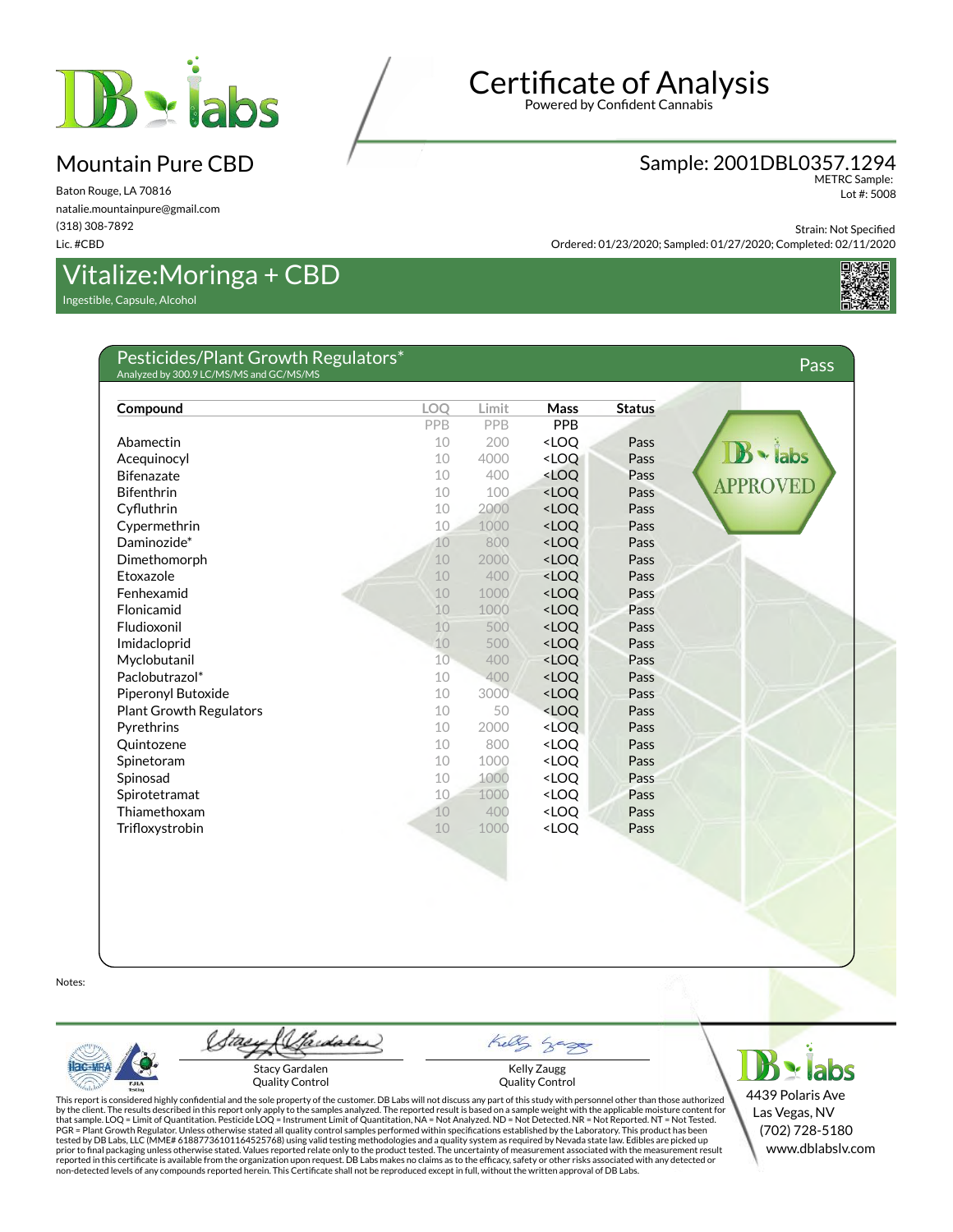# Certificate of Analysis

Powered by Confident Cannabis

## Mountain Pure CBD

Baton Rouge, LA 70816
natalie.mountainpure@gmail.com
(318) 308-7892
Lic. #CBD

## Sample: 2001DBL0357.1294

METRC Sample:
Lot #: 5008

Strain: Not Specified
Ordered: 01/23/2020; Sampled: 01/27/2020; Completed: 02/11/2020

## Vitalize:Moringa + CBD

Ingestible, Capsule, Alcohol

### Pesticides/Plant Growth Regulators*

Analyzed by 300.9 LC/MS/MS and GC/MS/MS

**Pass**

| Compound | LOQ | Limit | Mass | Status |
|---|---|---|---|---|
| | PPB | PPB | PPB | |
| Abamectin | 10 | 200 | <LOQ | Pass |
| Acequinocyl | 10 | 4000 | <LOQ | Pass |
| Bifenazate | 10 | 400 | <LOQ | Pass |
| Bifenthrin | 10 | 100 | <LOQ | Pass |
| Cyfluthrin | 10 | 2000 | <LOQ | Pass |
| Cypermethrin | 10 | 1000 | <LOQ | Pass |
| Daminozide* | 10 | 800 | <LOQ | Pass |
| Dimethomorph | 10 | 2000 | <LOQ | Pass |
| Etoxazole | 10 | 400 | <LOQ | Pass |
| Fenhexamid | 10 | 1000 | <LOQ | Pass |
| Flonicamid | 10 | 1000 | <LOQ | Pass |
| Fludioxonil | 10 | 500 | <LOQ | Pass |
| Imidacloprid | 10 | 500 | <LOQ | Pass |
| Myclobutanil | 10 | 400 | <LOQ | Pass |
| Paclobutrazol* | 10 | 400 | <LOQ | Pass |
| Piperonyl Butoxide | 10 | 3000 | <LOQ | Pass |
| Plant Growth Regulators | 10 | 50 | <LOQ | Pass |
| Pyrethrins | 10 | 2000 | <LOQ | Pass |
| Quintozene | 10 | 800 | <LOQ | Pass |
| Spinetoram | 10 | 1000 | <LOQ | Pass |
| Spinosad | 10 | 1000 | <LOQ | Pass |
| Spirotetramat | 10 | 1000 | <LOQ | Pass |
| Thiamethoxam | 10 | 400 | <LOQ | Pass |
| Trifloxystrobin | 10 | 1000 | <LOQ | Pass |

DB labs APPROVED

Notes:

Stacy Gardalen
Quality Control

Kelly Zaugg
Quality Control

This report is considered highly confidential and the sole property of the customer. DB Labs will not discuss any part of this study with personnel other than those authorized by the client. The results described in this report only apply to the samples analyzed. The reported result is based on a sample weight with the applicable moisture content for that sample. LOQ = Limit of Quantitation. Pesticide LOQ = Instrument Limit of Quantitation, NA = Not Analyzed. ND = Not Detected. NR = Not Reported. NT = Not Tested. PGR = Plant Growth Regulator. Unless otherwise stated all quality control samples performed within specifications established by the Laboratory. This product has been tested by DB Labs, LLC (MME# 61887736101164525768) using valid testing methodologies and a quality system as required by Nevada state law. Edibles are picked up prior to final packaging unless otherwise stated. Values reported relate only to the product tested. The uncertainty of measurement associated with the measurement result reported in this certificate is available from the organization upon request. DB Labs makes no claims as to the efficacy, safety or other risks associated with any detected or non-detected levels of any compounds reported herein. This Certificate shall not be reproduced except in full, without the written approval of DB Labs.

4439 Polaris Ave
Las Vegas, NV
(702) 728-5180
www.dblabslv.com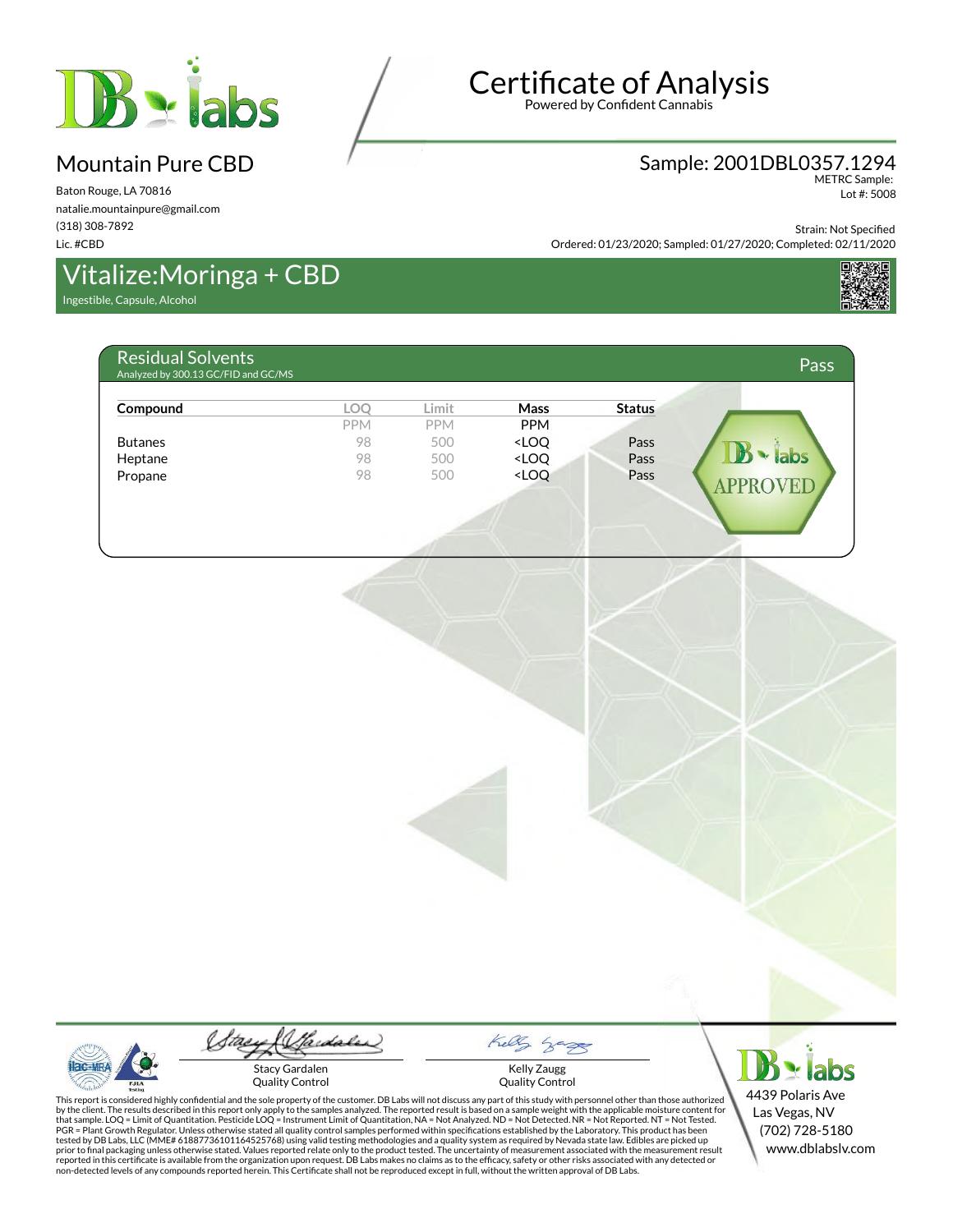# Certificate of Analysis

Powered by Confident Cannabis

## Mountain Pure CBD

Baton Rouge, LA 70816
natalie.mountainpure@gmail.com
(318) 308-7892
Lic. #CBD

Sample: 2001DBL0357.1294
METRC Sample:
Lot #: 5008

Strain: Not Specified
Ordered: 01/23/2020; Sampled: 01/27/2020; Completed: 02/11/2020

## Vitalize:Moringa + CBD

Ingestible, Capsule, Alcohol

### Residual Solvents

Analyzed by 300.13 GC/FID and GC/MS

**Pass**

| Compound | LOQ | Limit | Mass | Status |
|---|---|---|---|---|
| | PPM | PPM | PPM | |
| Butanes | 98 | 500 | <LOQ | Pass |
| Heptane | 98 | 500 | <LOQ | Pass |
| Propane | 98 | 500 | <LOQ | Pass |

DB labs APPROVED

Stacy Gardalen
Quality Control

Kelly Zaugg
Quality Control

This report is considered highly confidential and the sole property of the customer. DB Labs will not discuss any part of this study with personnel other than those authorized by the client. The results described in this report only apply to the samples analyzed. The reported result is based on a sample weight with the applicable moisture content for that sample. LOQ = Limit of Quantitation. Pesticide LOQ = Instrument Limit of Quantitation, NA = Not Analyzed. ND = Not Detected. NR = Not Reported. NT = Not Tested. PGR = Plant Growth Regulator. Unless otherwise stated all quality control samples performed within specifications established by the Laboratory. This product has been tested by DB Labs, LLC (MME# 61887736101164525768) using valid testing methodologies and a quality system as required by Nevada state law. Edibles are picked up prior to final packaging unless otherwise stated. Values reported relate only to the product tested. The uncertainty of measurement associated with the measurement result reported in this certificate is available from the organization upon request. DB Labs makes no claims as to the efficacy, safety or other risks associated with any detected or non-detected levels of any compounds reported herein. This Certificate shall not be reproduced except in full, without the written approval of DB Labs.

4439 Polaris Ave
Las Vegas, NV
(702) 728-5180
www.dblabslv.com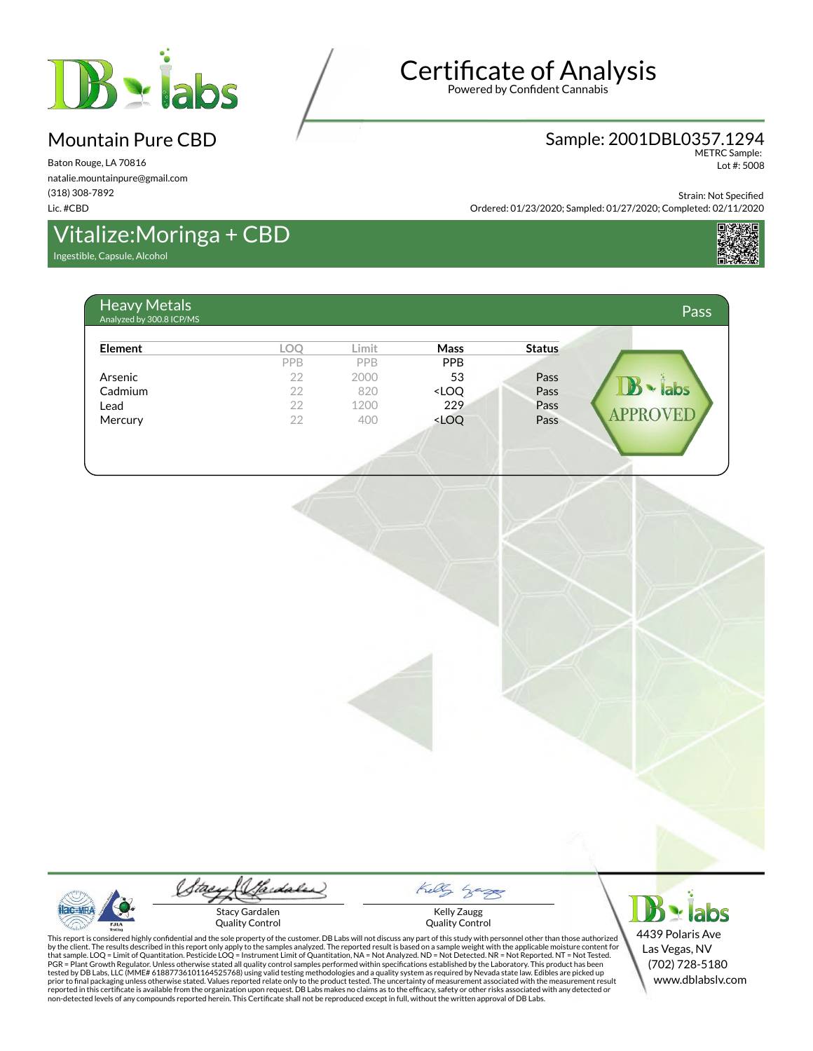# Certificate of Analysis

Powered by Confident Cannabis

## Mountain Pure CBD

Baton Rouge, LA 70816
natalie.mountainpure@gmail.com
(318) 308-7892
Lic. #CBD

Sample: 2001DBL0357.1294
METRC Sample:
Lot #: 5008

Strain: Not Specified
Ordered: 01/23/2020; Sampled: 01/27/2020; Completed: 02/11/2020

## Vitalize:Moringa + CBD

Ingestible, Capsule, Alcohol

### Heavy Metals

Analyzed by 300.8 ICP/MS

Pass

| Element | LOQ | Limit | Mass | Status |
|---|---|---|---|---|
| | PPB | PPB | PPB | |
| Arsenic | 22 | 2000 | 53 | Pass |
| Cadmium | 22 | 820 | <LOQ | Pass |
| Lead | 22 | 1200 | 229 | Pass |
| Mercury | 22 | 400 | <LOQ | Pass |

DB labs APPROVED

Stacy Gardalen
Quality Control

Kelly Zaugg
Quality Control

This report is considered highly confidential and the sole property of the customer. DB Labs will not discuss any part of this study with personnel other than those authorized by the client. The results described in this report only apply to the samples analyzed. The reported result is based on a sample weight with the applicable moisture content for that sample. LOQ = Limit of Quantitation. Pesticide LOQ = Instrument Limit of Quantitation, NA = Not Analyzed. ND = Not Detected. NR = Not Reported. NT = Not Tested. PGR = Plant Growth Regulator. Unless otherwise stated all quality control samples performed within specifications established by the Laboratory. This product has been tested by DB Labs, LLC (MME# 61887736101164525768) using valid testing methodologies and a quality system as required by Nevada state law. Edibles are picked up prior to final packaging unless otherwise stated. Values reported relate only to the product tested. The uncertainty of measurement associated with the measurement result reported in this certificate is available from the organization upon request. DB Labs makes no claims as to the efficacy, safety or other risks associated with any detected or non-detected levels of any compounds reported herein. This Certificate shall not be reproduced except in full, without the written approval of DB Labs.

DB labs
4439 Polaris Ave
Las Vegas, NV
(702) 728-5180
www.dblabslv.com